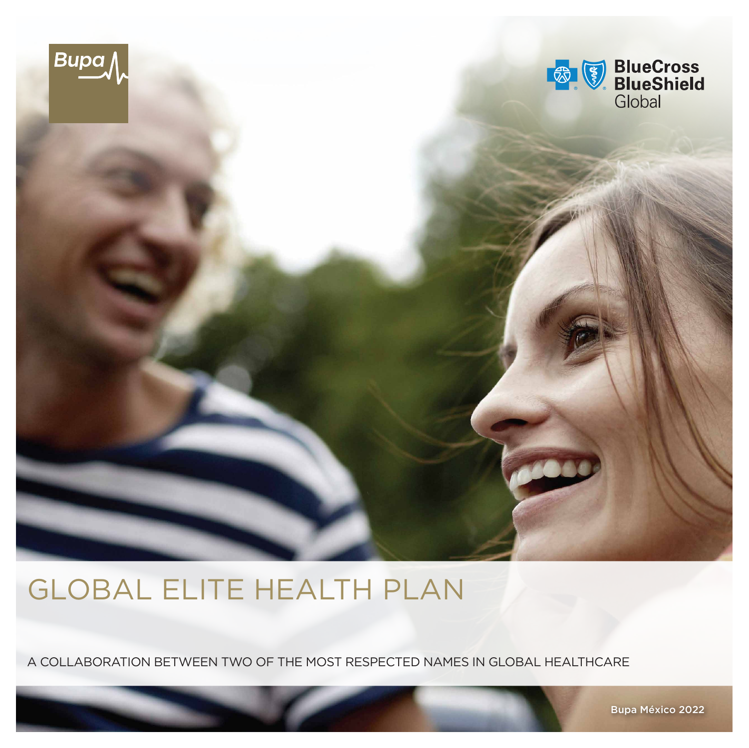Bupa

BlueCross BlueShield Global

# GLOBAL ELITE HEALTH PLAN

A COLLABORATION BETWEEN TWO OF THE MOST RESPECTED NAMES IN GLOBAL HEALTHCARE

Bupa México 2022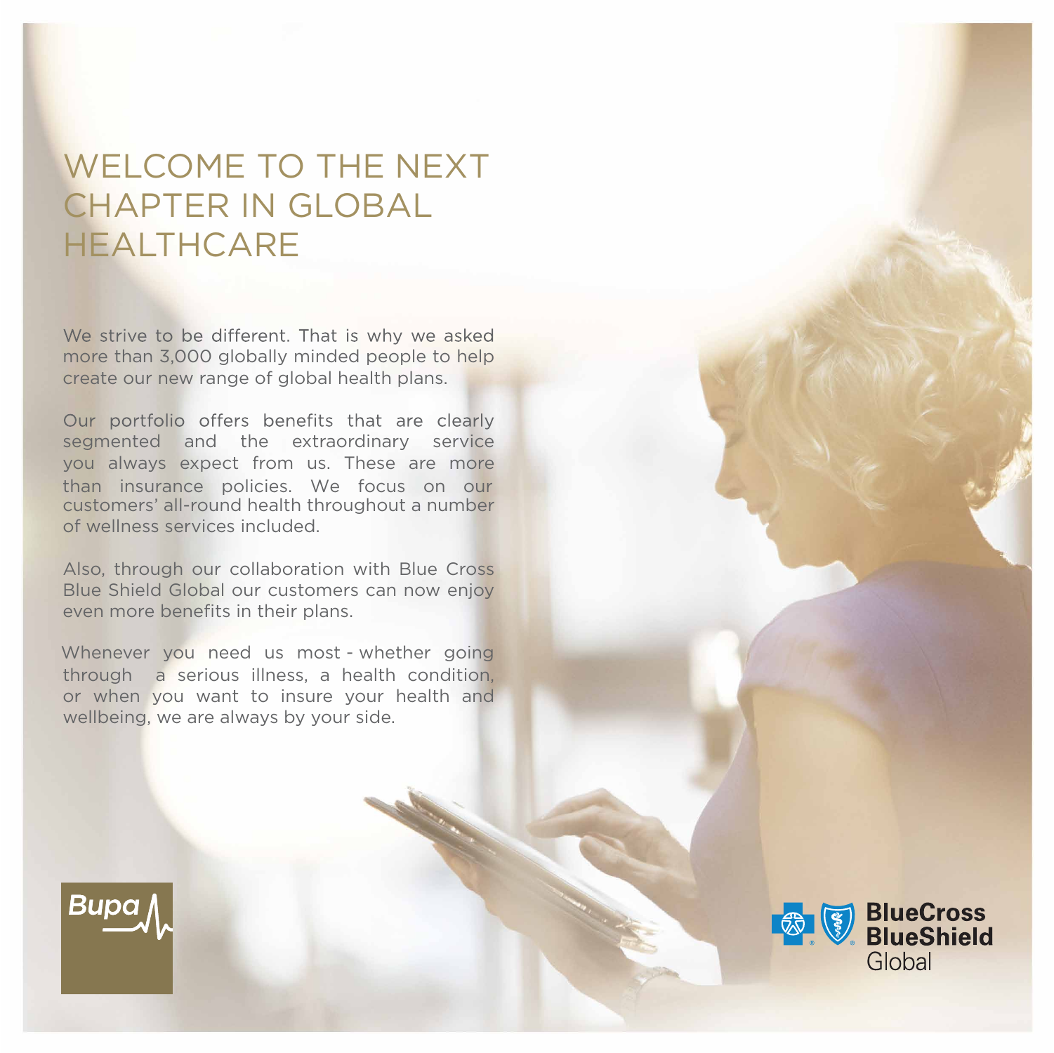# WELCOME TO THE NEXT CHAPTER IN GLOBAL HEALTHCARE

We strive to be different. That is why we asked more than 3,000 globally minded people to help create our new range of global health plans.

Our portfolio offers benefits that are clearly segmented and the extraordinary service you always expect from us. These are more than insurance policies. We focus on our customers' all-round health throughout a number of wellness services included.

Also, through our collaboration with Blue Cross Blue Shield Global our customers can now enjoy even more benefits in their plans.

Whenever you need us most - whether going through a serious illness, a health condition, or when you want to insure your health and wellbeing, we are always by your side.

Bupa

BlueCross BlueShield Global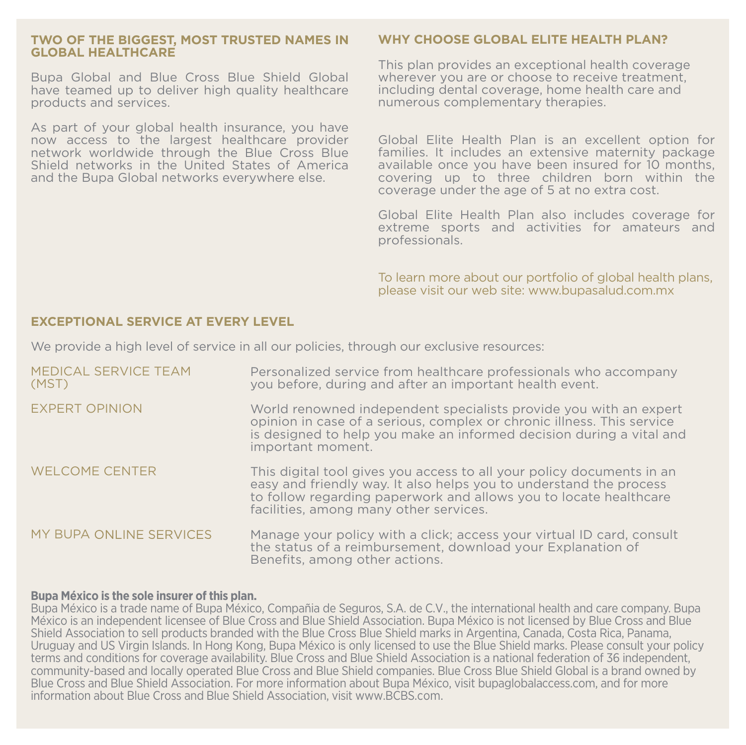## TWO OF THE BIGGEST, MOST TRUSTED NAMES IN GLOBAL HEALTHCARE

Bupa Global and Blue Cross Blue Shield Global have teamed up to deliver high quality healthcare products and services.

As part of your global health insurance, you have now access to the largest healthcare provider network worldwide through the Blue Cross Blue Shield networks in the United States of America and the Bupa Global networks everywhere else.

## WHY CHOOSE GLOBAL ELITE HEALTH PLAN?

This plan provides an exceptional health coverage wherever you are or choose to receive treatment, including dental coverage, home health care and numerous complementary therapies.

Global Elite Health Plan is an excellent option for families. It includes an extensive maternity package available once you have been insured for 10 months, covering up to three children born within the coverage under the age of 5 at no extra cost.

Global Elite Health Plan also includes coverage for extreme sports and activities for amateurs and professionals.

To learn more about our portfolio of global health plans, please visit our web site: www.bupasalud.com.mx

## EXCEPTIONAL SERVICE AT EVERY LEVEL

We provide a high level of service in all our policies, through our exclusive resources:

| | |
|---|---|
| MEDICAL SERVICE TEAM (MST) | Personalized service from healthcare professionals who accompany you before, during and after an important health event. |
| EXPERT OPINION | World renowned independent specialists provide you with an expert opinion in case of a serious, complex or chronic illness. This service is designed to help you make an informed decision during a vital and important moment. |
| WELCOME CENTER | This digital tool gives you access to all your policy documents in an easy and friendly way. It also helps you to understand the process to follow regarding paperwork and allows you to locate healthcare facilities, among many other services. |
| MY BUPA ONLINE SERVICES | Manage your policy with a click; access your virtual ID card, consult the status of a reimbursement, download your Explanation of Benefits, among other actions. |

**Bupa México is the sole insurer of this plan.**
Bupa México is a trade name of Bupa México, Compañia de Seguros, S.A. de C.V., the international health and care company. Bupa México is an independent licensee of Blue Cross and Blue Shield Association. Bupa México is not licensed by Blue Cross and Blue Shield Association to sell products branded with the Blue Cross Blue Shield marks in Argentina, Canada, Costa Rica, Panama, Uruguay and US Virgin Islands. In Hong Kong, Bupa México is only licensed to use the Blue Shield marks. Please consult your policy terms and conditions for coverage availability. Blue Cross and Blue Shield Association is a national federation of 36 independent, community-based and locally operated Blue Cross and Blue Shield companies. Blue Cross Blue Shield Global is a brand owned by Blue Cross and Blue Shield Association. For more information about Bupa México, visit bupaglobalaccess.com, and for more information about Blue Cross and Blue Shield Association, visit www.BCBS.com.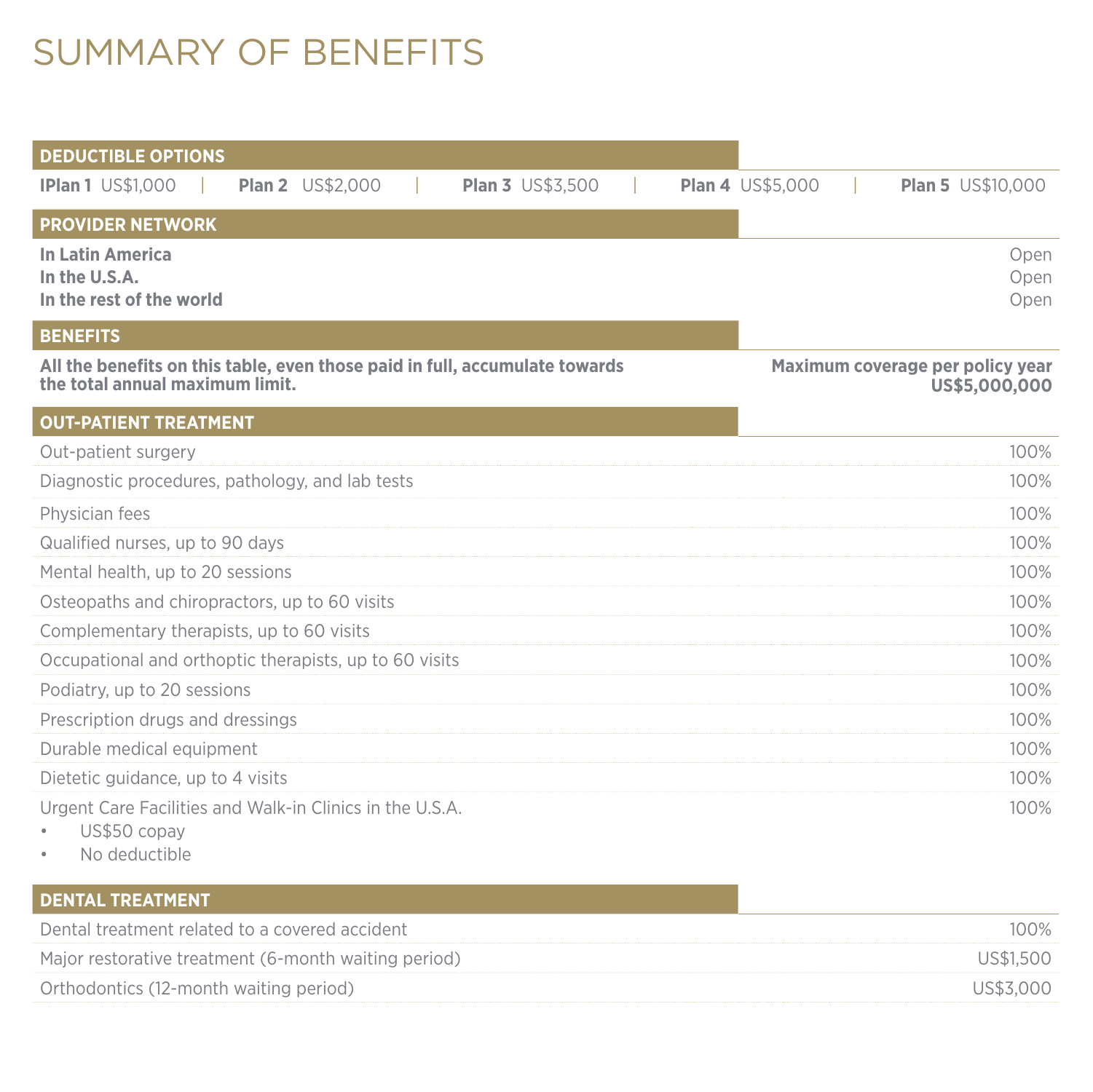# SUMMARY OF BENEFITS

| DEDUCTIBLE OPTIONS | | | | |
|---|---|---|---|---|
| **IPlan 1** US$1,000 | **Plan 2** US$2,000 | **Plan 3** US$3,500 | **Plan 4** US$5,000 | **Plan 5** US$10,000 |

| PROVIDER NETWORK | |
|---|---|
| **In Latin America** | Open |
| **In the U.S.A.** | Open |
| **In the rest of the world** | Open |

| BENEFITS | |
|---|---|
| **All the benefits on this table, even those paid in full, accumulate towards the total annual maximum limit.** | **Maximum coverage per policy year US$5,000,000** |

| OUT-PATIENT TREATMENT | |
|---|---|
| Out-patient surgery | 100% |
| Diagnostic procedures, pathology, and lab tests | 100% |
| Physician fees | 100% |
| Qualified nurses, up to 90 days | 100% |
| Mental health, up to 20 sessions | 100% |
| Osteopaths and chiropractors, up to 60 visits | 100% |
| Complementary therapists, up to 60 visits | 100% |
| Occupational and orthoptic therapists, up to 60 visits | 100% |
| Podiatry, up to 20 sessions | 100% |
| Prescription drugs and dressings | 100% |
| Durable medical equipment | 100% |
| Dietetic guidance, up to 4 visits | 100% |
| Urgent Care Facilities and Walk-in Clinics in the U.S.A.<br>• US$50 copay<br>• No deductible | 100% |

| DENTAL TREATMENT | |
|---|---|
| Dental treatment related to a covered accident | 100% |
| Major restorative treatment (6-month waiting period) | US$1,500 |
| Orthodontics (12-month waiting period) | US$3,000 |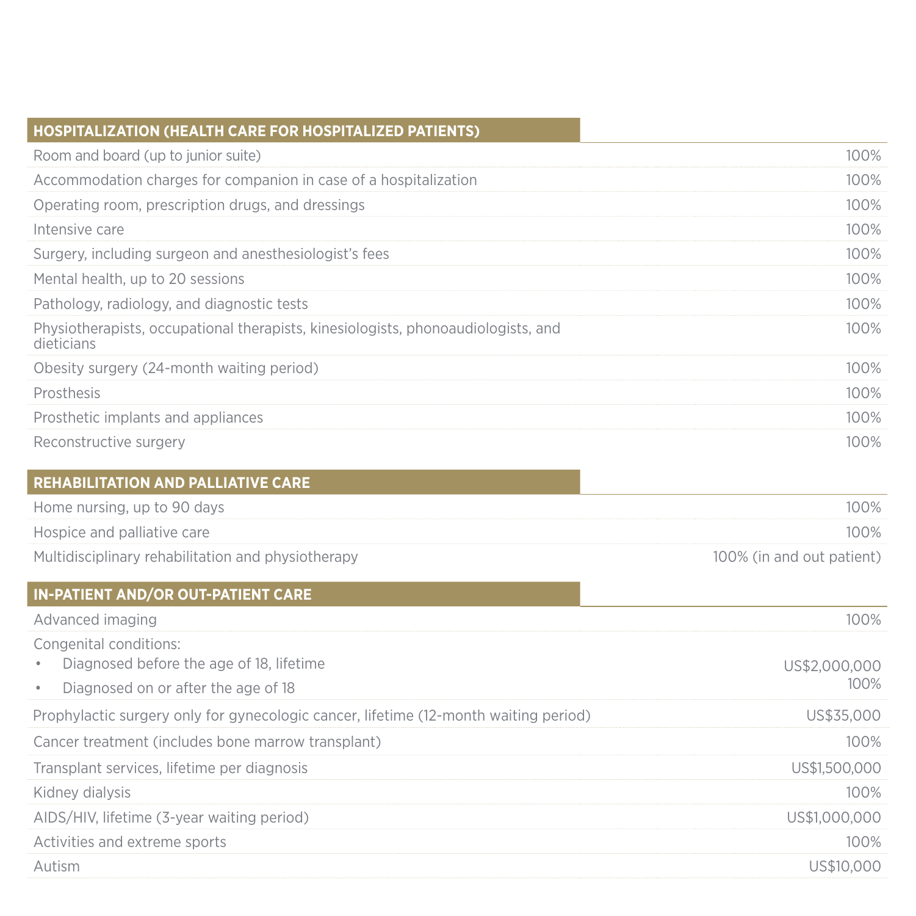| HOSPITALIZATION (HEALTH CARE FOR HOSPITALIZED PATIENTS) | |
|---|---|
| Room and board (up to junior suite) | 100% |
| Accommodation charges for companion in case of a hospitalization | 100% |
| Operating room, prescription drugs, and dressings | 100% |
| Intensive care | 100% |
| Surgery, including surgeon and anesthesiologist's fees | 100% |
| Mental health, up to 20 sessions | 100% |
| Pathology, radiology, and diagnostic tests | 100% |
| Physiotherapists, occupational therapists, kinesiologists, phonoaudiologists, and dieticians | 100% |
| Obesity surgery (24-month waiting period) | 100% |
| Prosthesis | 100% |
| Prosthetic implants and appliances | 100% |
| Reconstructive surgery | 100% |

| REHABILITATION AND PALLIATIVE CARE | |
|---|---|
| Home nursing, up to 90 days | 100% |
| Hospice and palliative care | 100% |
| Multidisciplinary rehabilitation and physiotherapy | 100% (in and out patient) |

| IN-PATIENT AND/OR OUT-PATIENT CARE | |
|---|---|
| Advanced imaging | 100% |
| Congenital conditions: | |
| • Diagnosed before the age of 18, lifetime | US$2,000,000 |
| • Diagnosed on or after the age of 18 | 100% |
| Prophylactic surgery only for gynecologic cancer, lifetime (12-month waiting period) | US$35,000 |
| Cancer treatment (includes bone marrow transplant) | 100% |
| Transplant services, lifetime per diagnosis | US$1,500,000 |
| Kidney dialysis | 100% |
| AIDS/HIV, lifetime (3-year waiting period) | US$1,000,000 |
| Activities and extreme sports | 100% |
| Autism | US$10,000 |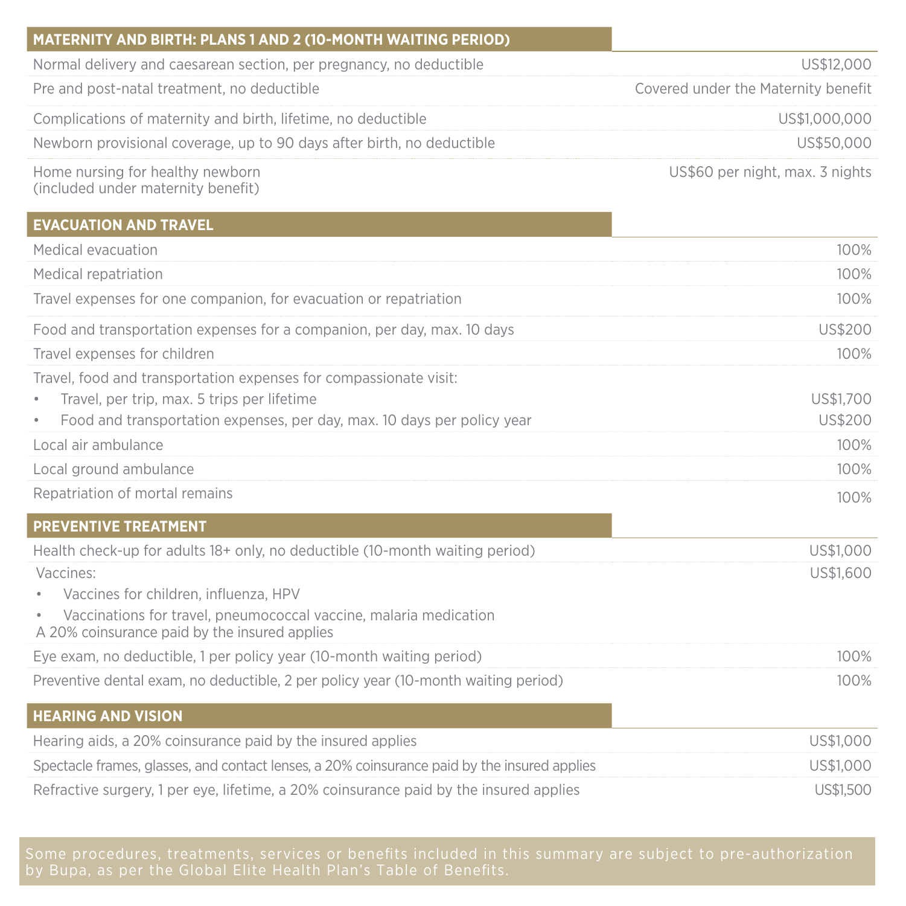| MATERNITY AND BIRTH: PLANS 1 AND 2 (10-MONTH WAITING PERIOD) | |
|---|---|
| Normal delivery and caesarean section, per pregnancy, no deductible | US$12,000 |
| Pre and post-natal treatment, no deductible | Covered under the Maternity benefit |
| Complications of maternity and birth, lifetime, no deductible | US$1,000,000 |
| Newborn provisional coverage, up to 90 days after birth, no deductible | US$50,000 |
| Home nursing for healthy newborn (included under maternity benefit) | US$60 per night, max. 3 nights |

| EVACUATION AND TRAVEL | |
|---|---|
| Medical evacuation | 100% |
| Medical repatriation | 100% |
| Travel expenses for one companion, for evacuation or repatriation | 100% |
| Food and transportation expenses for a companion, per day, max. 10 days | US$200 |
| Travel expenses for children | 100% |
| Travel, food and transportation expenses for compassionate visit: | |
| • Travel, per trip, max. 5 trips per lifetime | US$1,700 |
| • Food and transportation expenses, per day, max. 10 days per policy year | US$200 |
| Local air ambulance | 100% |
| Local ground ambulance | 100% |
| Repatriation of mortal remains | 100% |

| PREVENTIVE TREATMENT | |
|---|---|
| Health check-up for adults 18+ only, no deductible (10-month waiting period) | US$1,000 |
| Vaccines:<br>• Vaccines for children, influenza, HPV<br>• Vaccinations for travel, pneumococcal vaccine, malaria medication<br>A 20% coinsurance paid by the insured applies | US$1,600 |
| Eye exam, no deductible, 1 per policy year (10-month waiting period) | 100% |
| Preventive dental exam, no deductible, 2 per policy year (10-month waiting period) | 100% |

| HEARING AND VISION | |
|---|---|
| Hearing aids, a 20% coinsurance paid by the insured applies | US$1,000 |
| Spectacle frames, glasses, and contact lenses, a 20% coinsurance paid by the insured applies | US$1,000 |
| Refractive surgery, 1 per eye, lifetime, a 20% coinsurance paid by the insured applies | US$1,500 |

Some procedures, treatments, services or benefits included in this summary are subject to pre-authorization by Bupa, as per the Global Elite Health Plan's Table of Benefits.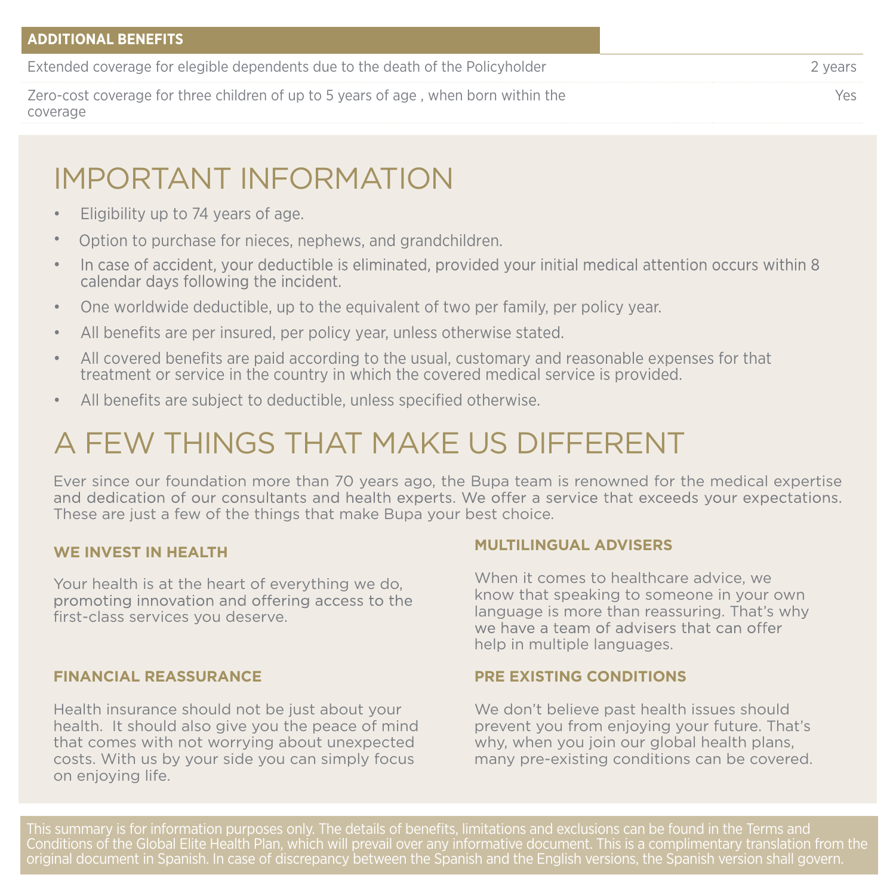| ADDITIONAL BENEFITS | |
|---|---|
| Extended coverage for elegible dependents due to the death of the Policyholder | 2 years |
| Zero-cost coverage for three children of up to 5 years of age , when born within the coverage | Yes |

# IMPORTANT INFORMATION

- Eligibility up to 74 years of age.
- Option to purchase for nieces, nephews, and grandchildren.
- In case of accident, your deductible is eliminated, provided your initial medical attention occurs within 8 calendar days following the incident.
- One worldwide deductible, up to the equivalent of two per family, per policy year.
- All benefits are per insured, per policy year, unless otherwise stated.
- All covered benefits are paid according to the usual, customary and reasonable expenses for that treatment or service in the country in which the covered medical service is provided.
- All benefits are subject to deductible, unless specified otherwise.

# A FEW THINGS THAT MAKE US DIFFERENT

Ever since our foundation more than 70 years ago, the Bupa team is renowned for the medical expertise and dedication of our consultants and health experts. We offer a service that exceeds your expectations. These are just a few of the things that make Bupa your best choice.

### WE INVEST IN HEALTH

Your health is at the heart of everything we do, promoting innovation and offering access to the first-class services you deserve.

### FINANCIAL REASSURANCE

Health insurance should not be just about your health. It should also give you the peace of mind that comes with not worrying about unexpected costs. With us by your side you can simply focus on enjoying life.

### MULTILINGUAL ADVISERS

When it comes to healthcare advice, we know that speaking to someone in your own language is more than reassuring. That's why we have a team of advisers that can offer help in multiple languages.

### PRE EXISTING CONDITIONS

We don't believe past health issues should prevent you from enjoying your future. That's why, when you join our global health plans, many pre-existing conditions can be covered.

This summary is for information purposes only. The details of benefits, limitations and exclusions can be found in the Terms and Conditions of the Global Elite Health Plan, which will prevail over any informative document. This is a complimentary translation from the original document in Spanish. In case of discrepancy between the Spanish and the English versions, the Spanish version shall govern.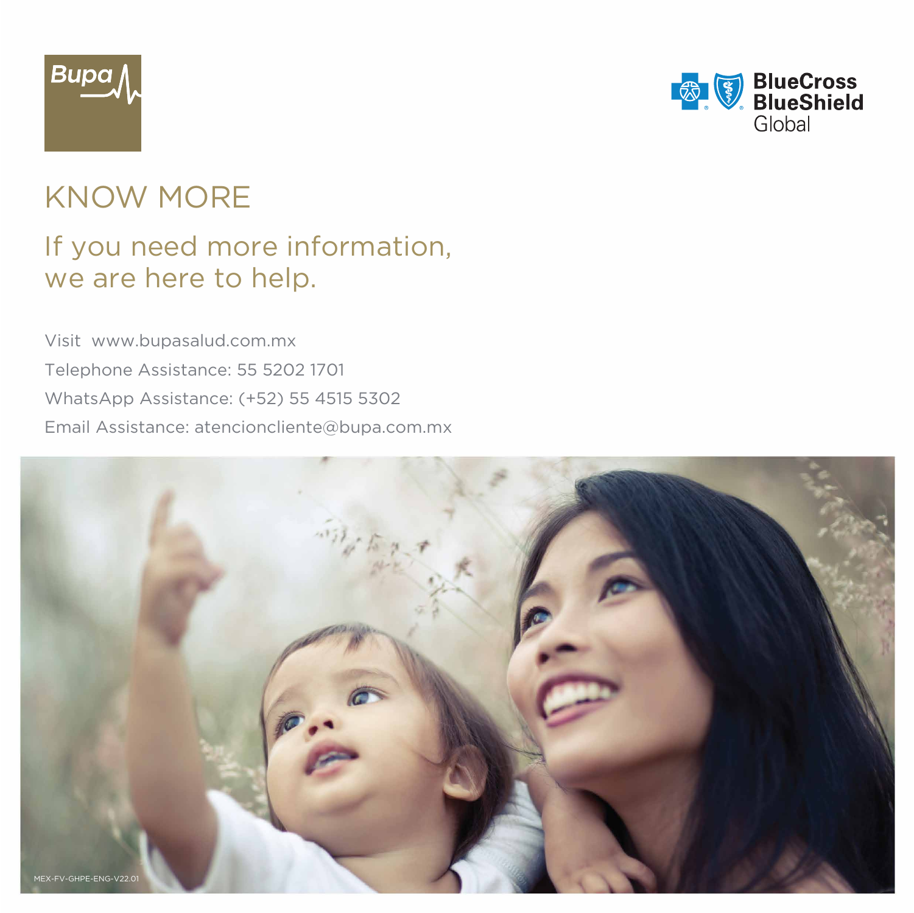# KNOW MORE

## If you need more information, we are here to help.

Visit www.bupasalud.com.mx

Telephone Assistance: 55 5202 1701

WhatsApp Assistance: (+52) 55 4515 5302

Email Assistance: atencioncliente@bupa.com.mx

MEX-FV-GHPE-ENG-V22.01